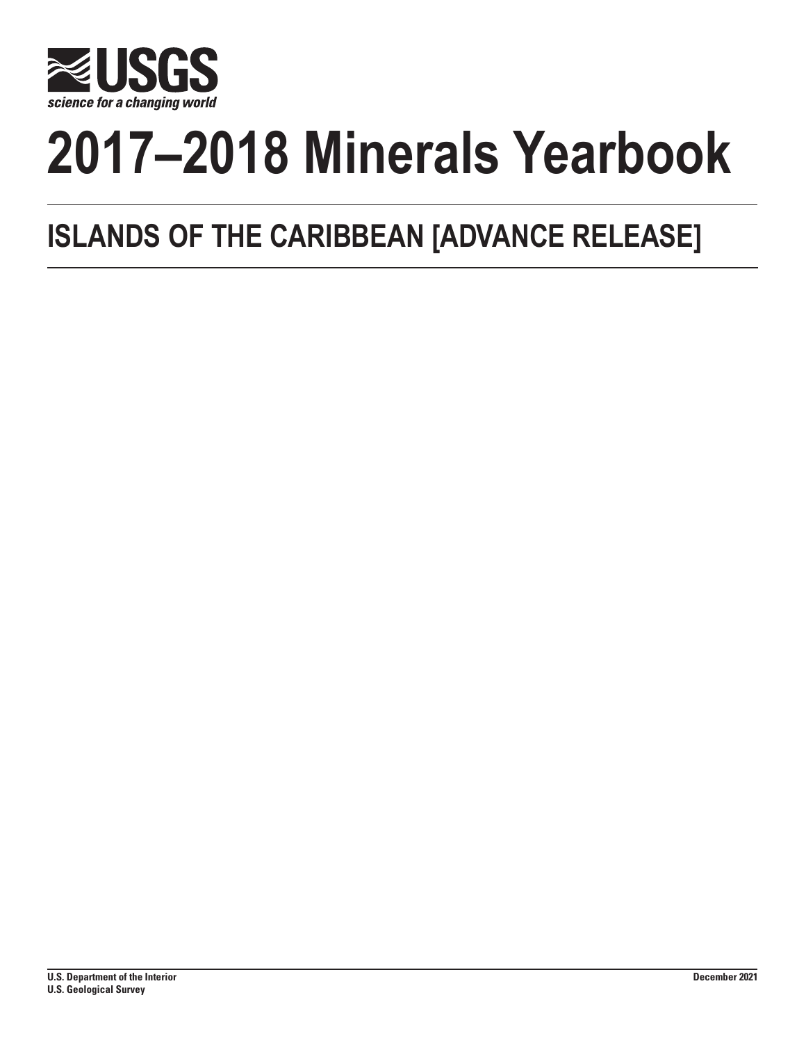USGS

science for a changing world

# 2017–2018 Minerals Yearbook

## ISLANDS OF THE CARIBBEAN [ADVANCE RELEASE]

U.S. Department of the Interior
U.S. Geological Survey

December 2021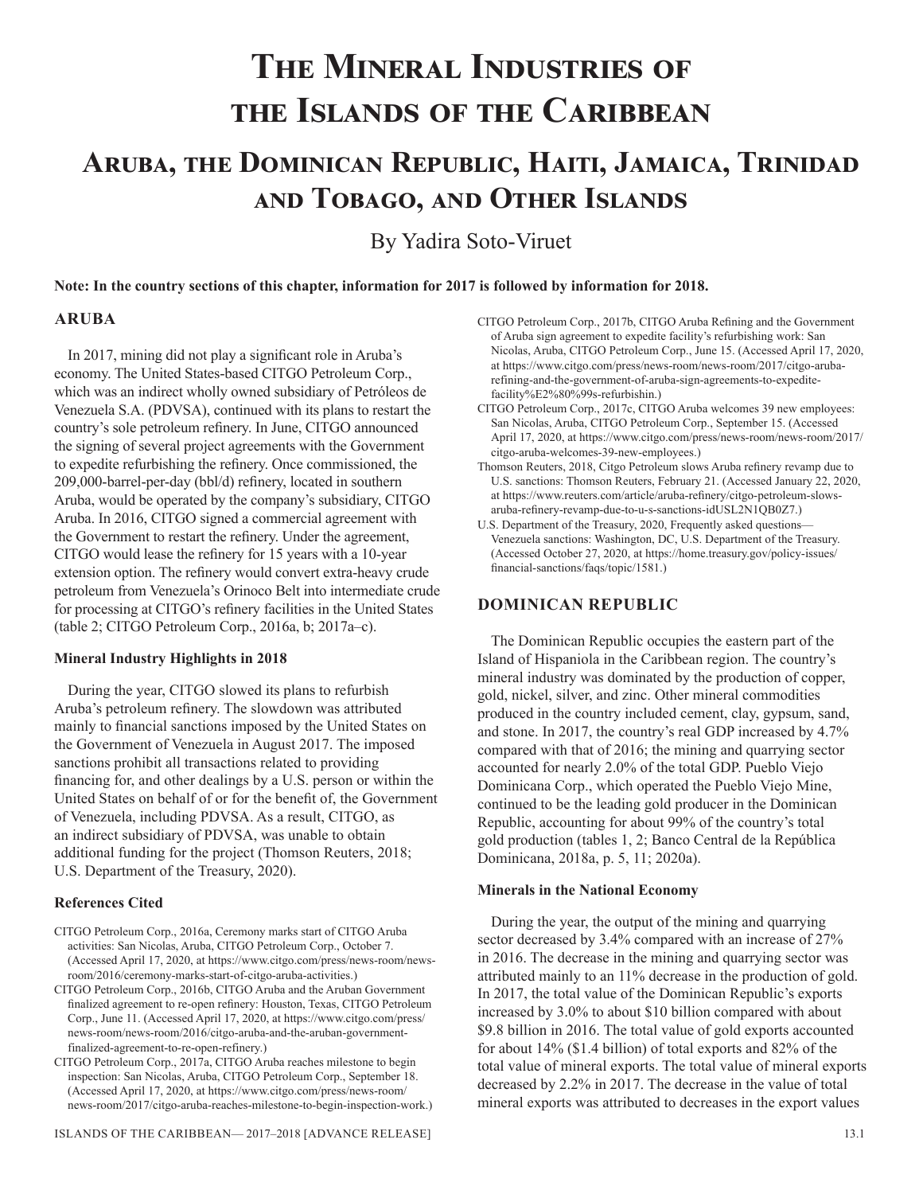# The Mineral Industries of the Islands of the Caribbean

## Aruba, the Dominican Republic, Haiti, Jamaica, Trinidad and Tobago, and Other Islands

By Yadira Soto-Viruet

**Note: In the country sections of this chapter, information for 2017 is followed by information for 2018.**

### ARUBA

In 2017, mining did not play a significant role in Aruba's economy. The United States-based CITGO Petroleum Corp., which was an indirect wholly owned subsidiary of Petróleos de Venezuela S.A. (PDVSA), continued with its plans to restart the country's sole petroleum refinery. In June, CITGO announced the signing of several project agreements with the Government to expedite refurbishing the refinery. Once commissioned, the 209,000-barrel-per-day (bbl/d) refinery, located in southern Aruba, would be operated by the company's subsidiary, CITGO Aruba. In 2016, CITGO signed a commercial agreement with the Government to restart the refinery. Under the agreement, CITGO would lease the refinery for 15 years with a 10-year extension option. The refinery would convert extra-heavy crude petroleum from Venezuela's Orinoco Belt into intermediate crude for processing at CITGO's refinery facilities in the United States (table 2; CITGO Petroleum Corp., 2016a, b; 2017a–c).

#### Mineral Industry Highlights in 2018

During the year, CITGO slowed its plans to refurbish Aruba's petroleum refinery. The slowdown was attributed mainly to financial sanctions imposed by the United States on the Government of Venezuela in August 2017. The imposed sanctions prohibit all transactions related to providing financing for, and other dealings by a U.S. person or within the United States on behalf of or for the benefit of, the Government of Venezuela, including PDVSA. As a result, CITGO, as an indirect subsidiary of PDVSA, was unable to obtain additional funding for the project (Thomson Reuters, 2018; U.S. Department of the Treasury, 2020).

#### References Cited

CITGO Petroleum Corp., 2016a, Ceremony marks start of CITGO Aruba activities: San Nicolas, Aruba, CITGO Petroleum Corp., October 7. (Accessed April 17, 2020, at https://www.citgo.com/press/news-room/news-room/2016/ceremony-marks-start-of-citgo-aruba-activities.)

CITGO Petroleum Corp., 2016b, CITGO Aruba and the Aruban Government finalized agreement to re-open refinery: Houston, Texas, CITGO Petroleum Corp., June 11. (Accessed April 17, 2020, at https://www.citgo.com/press/news-room/news-room/2016/citgo-aruba-and-the-aruban-government-finalized-agreement-to-re-open-refinery.)

CITGO Petroleum Corp., 2017a, CITGO Aruba reaches milestone to begin inspection: San Nicolas, Aruba, CITGO Petroleum Corp., September 18. (Accessed April 17, 2020, at https://www.citgo.com/press/news-room/news-room/2017/citgo-aruba-reaches-milestone-to-begin-inspection-work.)

CITGO Petroleum Corp., 2017b, CITGO Aruba Refining and the Government of Aruba sign agreement to expedite facility's refurbishing work: San Nicolas, Aruba, CITGO Petroleum Corp., June 15. (Accessed April 17, 2020, at https://www.citgo.com/press/news-room/news-room/2017/citgo-aruba-refining-and-the-government-of-aruba-sign-agreements-to-expedite-facility%E2%80%99s-refurbishin.)

CITGO Petroleum Corp., 2017c, CITGO Aruba welcomes 39 new employees: San Nicolas, Aruba, CITGO Petroleum Corp., September 15. (Accessed April 17, 2020, at https://www.citgo.com/press/news-room/news-room/2017/citgo-aruba-welcomes-39-new-employees.)

Thomson Reuters, 2018, Citgo Petroleum slows Aruba refinery revamp due to U.S. sanctions: Thomson Reuters, February 21. (Accessed January 22, 2020, at https://www.reuters.com/article/aruba-refinery/citgo-petroleum-slows-aruba-refinery-revamp-due-to-u-s-sanctions-idUSL2N1QB0Z7.)

U.S. Department of the Treasury, 2020, Frequently asked questions—Venezuela sanctions: Washington, DC, U.S. Department of the Treasury. (Accessed October 27, 2020, at https://home.treasury.gov/policy-issues/financial-sanctions/faqs/topic/1581.)

### DOMINICAN REPUBLIC

The Dominican Republic occupies the eastern part of the Island of Hispaniola in the Caribbean region. The country's mineral industry was dominated by the production of copper, gold, nickel, silver, and zinc. Other mineral commodities produced in the country included cement, clay, gypsum, sand, and stone. In 2017, the country's real GDP increased by 4.7% compared with that of 2016; the mining and quarrying sector accounted for nearly 2.0% of the total GDP. Pueblo Viejo Dominicana Corp., which operated the Pueblo Viejo Mine, continued to be the leading gold producer in the Dominican Republic, accounting for about 99% of the country's total gold production (tables 1, 2; Banco Central de la República Dominicana, 2018a, p. 5, 11; 2020a).

#### Minerals in the National Economy

During the year, the output of the mining and quarrying sector decreased by 3.4% compared with an increase of 27% in 2016. The decrease in the mining and quarrying sector was attributed mainly to an 11% decrease in the production of gold. In 2017, the total value of the Dominican Republic's exports increased by 3.0% to about $10 billion compared with about $9.8 billion in 2016. The total value of gold exports accounted for about 14% ($1.4 billion) of total exports and 82% of the total value of mineral exports. The total value of mineral exports decreased by 2.2% in 2017. The decrease in the value of total mineral exports was attributed to decreases in the export values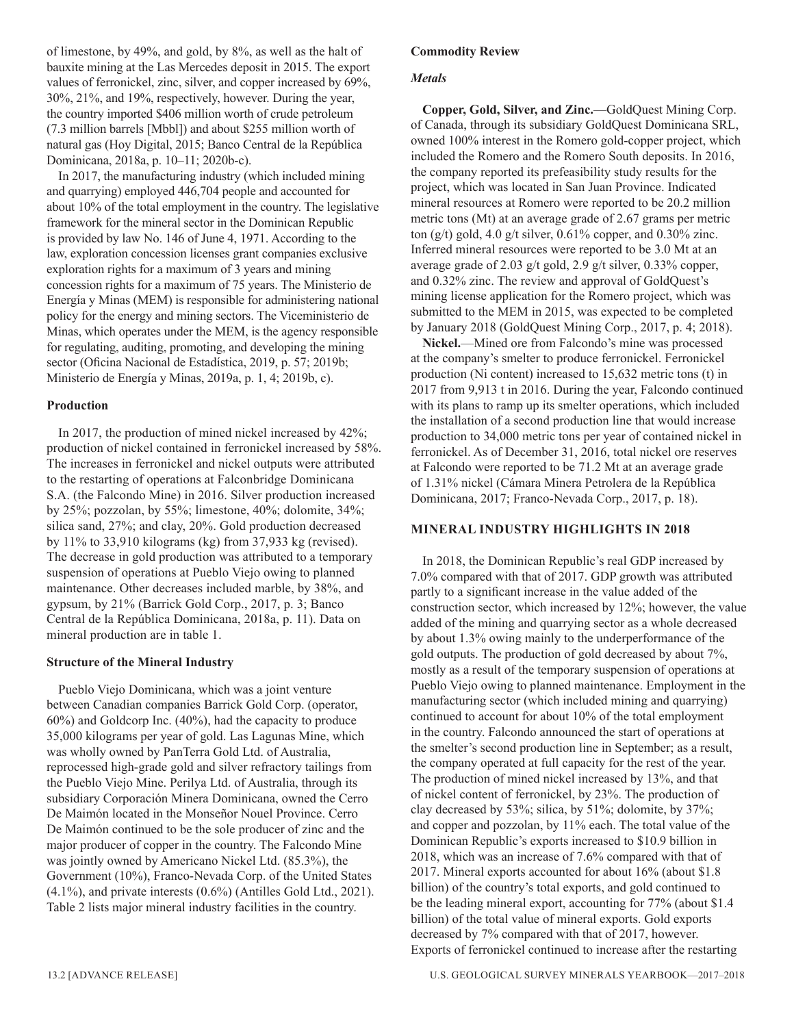of limestone, by 49%, and gold, by 8%, as well as the halt of bauxite mining at the Las Mercedes deposit in 2015. The export values of ferronickel, zinc, silver, and copper increased by 69%, 30%, 21%, and 19%, respectively, however. During the year, the country imported $406 million worth of crude petroleum (7.3 million barrels [Mbbl]) and about $255 million worth of natural gas (Hoy Digital, 2015; Banco Central de la República Dominicana, 2018a, p. 10–11; 2020b-c).

In 2017, the manufacturing industry (which included mining and quarrying) employed 446,704 people and accounted for about 10% of the total employment in the country. The legislative framework for the mineral sector in the Dominican Republic is provided by law No. 146 of June 4, 1971. According to the law, exploration concession licenses grant companies exclusive exploration rights for a maximum of 3 years and mining concession rights for a maximum of 75 years. The Ministerio de Energía y Minas (MEM) is responsible for administering national policy for the energy and mining sectors. The Viceministerio de Minas, which operates under the MEM, is the agency responsible for regulating, auditing, promoting, and developing the mining sector (Oficina Nacional de Estadística, 2019, p. 57; 2019b; Ministerio de Energía y Minas, 2019a, p. 1, 4; 2019b, c).

### Production

In 2017, the production of mined nickel increased by 42%; production of nickel contained in ferronickel increased by 58%. The increases in ferronickel and nickel outputs were attributed to the restarting of operations at Falconbridge Dominicana S.A. (the Falcondo Mine) in 2016. Silver production increased by 25%; pozzolan, by 55%; limestone, 40%; dolomite, 34%; silica sand, 27%; and clay, 20%. Gold production decreased by 11% to 33,910 kilograms (kg) from 37,933 kg (revised). The decrease in gold production was attributed to a temporary suspension of operations at Pueblo Viejo owing to planned maintenance. Other decreases included marble, by 38%, and gypsum, by 21% (Barrick Gold Corp., 2017, p. 3; Banco Central de la República Dominicana, 2018a, p. 11). Data on mineral production are in table 1.

### Structure of the Mineral Industry

Pueblo Viejo Dominicana, which was a joint venture between Canadian companies Barrick Gold Corp. (operator, 60%) and Goldcorp Inc. (40%), had the capacity to produce 35,000 kilograms per year of gold. Las Lagunas Mine, which was wholly owned by PanTerra Gold Ltd. of Australia, reprocessed high-grade gold and silver refractory tailings from the Pueblo Viejo Mine. Perilya Ltd. of Australia, through its subsidiary Corporación Minera Dominicana, owned the Cerro De Maimón located in the Monseñor Nouel Province. Cerro De Maimón continued to be the sole producer of zinc and the major producer of copper in the country. The Falcondo Mine was jointly owned by Americano Nickel Ltd. (85.3%), the Government (10%), Franco-Nevada Corp. of the United States (4.1%), and private interests (0.6%) (Antilles Gold Ltd., 2021). Table 2 lists major mineral industry facilities in the country.

### Commodity Review

#### *Metals*

**Copper, Gold, Silver, and Zinc.**—GoldQuest Mining Corp. of Canada, through its subsidiary GoldQuest Dominicana SRL, owned 100% interest in the Romero gold-copper project, which included the Romero and the Romero South deposits. In 2016, the company reported its prefeasibility study results for the project, which was located in San Juan Province. Indicated mineral resources at Romero were reported to be 20.2 million metric tons (Mt) at an average grade of 2.67 grams per metric ton (g/t) gold, 4.0 g/t silver, 0.61% copper, and 0.30% zinc. Inferred mineral resources were reported to be 3.0 Mt at an average grade of 2.03 g/t gold, 2.9 g/t silver, 0.33% copper, and 0.32% zinc. The review and approval of GoldQuest's mining license application for the Romero project, which was submitted to the MEM in 2015, was expected to be completed by January 2018 (GoldQuest Mining Corp., 2017, p. 4; 2018).

**Nickel.**—Mined ore from Falcondo's mine was processed at the company's smelter to produce ferronickel. Ferronickel production (Ni content) increased to 15,632 metric tons (t) in 2017 from 9,913 t in 2016. During the year, Falcondo continued with its plans to ramp up its smelter operations, which included the installation of a second production line that would increase production to 34,000 metric tons per year of contained nickel in ferronickel. As of December 31, 2016, total nickel ore reserves at Falcondo were reported to be 71.2 Mt at an average grade of 1.31% nickel (Cámara Minera Petrolera de la República Dominicana, 2017; Franco-Nevada Corp., 2017, p. 18).

## MINERAL INDUSTRY HIGHLIGHTS IN 2018

In 2018, the Dominican Republic's real GDP increased by 7.0% compared with that of 2017. GDP growth was attributed partly to a significant increase in the value added of the construction sector, which increased by 12%; however, the value added of the mining and quarrying sector as a whole decreased by about 1.3% owing mainly to the underperformance of the gold outputs. The production of gold decreased by about 7%, mostly as a result of the temporary suspension of operations at Pueblo Viejo owing to planned maintenance. Employment in the manufacturing sector (which included mining and quarrying) continued to account for about 10% of the total employment in the country. Falcondo announced the start of operations at the smelter's second production line in September; as a result, the company operated at full capacity for the rest of the year. The production of mined nickel increased by 13%, and that of nickel content of ferronickel, by 23%. The production of clay decreased by 53%; silica, by 51%; dolomite, by 37%; and copper and pozzolan, by 11% each. The total value of the Dominican Republic's exports increased to $10.9 billion in 2018, which was an increase of 7.6% compared with that of 2017. Mineral exports accounted for about 16% (about $1.8 billion) of the country's total exports, and gold continued to be the leading mineral export, accounting for 77% (about $1.4 billion) of the total value of mineral exports. Gold exports decreased by 7% compared with that of 2017, however. Exports of ferronickel continued to increase after the restarting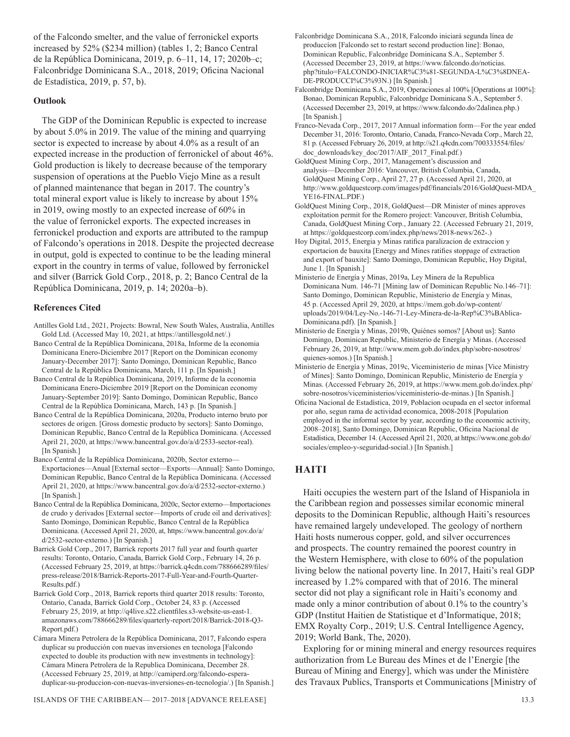of the Falcondo smelter, and the value of ferronickel exports increased by 52% ($234 million) (tables 1, 2; Banco Central de la República Dominicana, 2019, p. 6–11, 14, 17; 2020b–c; Falconbridge Dominicana S.A., 2018, 2019; Oficina Nacional de Estadística, 2019, p. 57, b).

### Outlook

The GDP of the Dominican Republic is expected to increase by about 5.0% in 2019. The value of the mining and quarrying sector is expected to increase by about 4.0% as a result of an expected increase in the production of ferronickel of about 46%. Gold production is likely to decrease because of the temporary suspension of operations at the Pueblo Viejo Mine as a result of planned maintenance that began in 2017. The country's total mineral export value is likely to increase by about 15% in 2019, owing mostly to an expected increase of 60% in the value of ferronickel exports. The expected increases in ferronickel production and exports are attributed to the rampup of Falcondo's operations in 2018. Despite the projected decrease in output, gold is expected to continue to be the leading mineral export in the country in terms of value, followed by ferronickel and silver (Barrick Gold Corp., 2018, p. 2; Banco Central de la República Dominicana, 2019, p. 14; 2020a–b).

### References Cited

Antilles Gold Ltd., 2021, Projects: Bowral, New South Wales, Australia, Antilles Gold Ltd. (Accessed May 10, 2021, at https://antillesgold.net/.)

Banco Central de la República Dominicana, 2018a, Informe de la economia Dominicana Enero-Diciembre 2017 [Report on the Dominican economy January-December 2017]: Santo Domingo, Dominican Republic, Banco Central de la República Dominicana, March, 111 p. [In Spanish.]

Banco Central de la República Dominicana, 2019, Informe de la economia Dominicana Enero-Diciembre 2019 [Report on the Dominican economy January-September 2019]: Santo Domingo, Dominican Republic, Banco Central de la República Dominicana, March, 143 p. [In Spanish.]

Banco Central de la República Dominicana, 2020a, Producto interno bruto por sectores de origen. [Gross domestic producto by sectors]: Santo Domingo, Dominican Republic, Banco Central de la República Dominicana. (Accessed April 21, 2020, at https://www.bancentral.gov.do/a/d/2533-sector-real). [In Spanish.]

Banco Central de la República Dominicana, 2020b, Sector externo—Exportaciones—Anual [External sector—Exports—Annual]: Santo Domingo, Dominican Republic, Banco Central de la República Dominicana. (Accessed April 21, 2020, at https://www.bancentral.gov.do/a/d/2532-sector-externo.) [In Spanish.]

Banco Central de la República Dominicana, 2020c, Sector externo—Importaciones de crudo y derivados [External sector—Imports of crude oil and derivatives]: Santo Domingo, Dominican Republic, Banco Central de la República Dominicana. (Accessed April 21, 2020, at, https://www.bancentral.gov.do/a/d/2532-sector-externo.) [In Spanish.]

Barrick Gold Corp., 2017, Barrick reports 2017 full year and fourth quarter results: Toronto, Ontario, Canada, Barrick Gold Corp., February 14, 26 p. (Accessed February 25, 2019, at https://barrick.q4cdn.com/788666289/files/press-release/2018/Barrick-Reports-2017-Full-Year-and-Fourth-Quarter-Results.pdf.)

Barrick Gold Corp., 2018, Barrick reports third quarter 2018 results: Toronto, Ontario, Canada, Barrick Gold Corp., October 24, 83 p. (Accessed February 25, 2019, at http://q4live.s22.clientfiles.s3-website-us-east-1.amazonaws.com/788666289/files/quarterly-report/2018/Barrick-2018-Q3-Report.pdf.)

Cámara Minera Petrolera de la República Dominicana, 2017, Falcondo espera duplicar su producción con nuevas inversiones en tecnologa [Falcondo expected to double its production with new investments in technology]: Cámara Minera Petrolera de la Republica Dominicana, December 28. (Accessed February 25, 2019, at http://camiperd.org/falcondo-espera-duplicar-su-produccion-con-nuevas-inversiones-en-tecnologia/.) [In Spanish.]

Falconbridge Dominicana S.A., 2018, Falcondo iniciará segunda línea de produccíon [Falcondo set to restart second production line]: Bonao, Dominican Republic, Falconbridge Dominicana S.A., September 5. (Accessed December 23, 2019, at https://www.falcondo.do/noticias.php?titulo=FALCONDO-INICIAR%C3%81-SEGUNDA-L%C3%8DNEA-DE-PRODUCCI%C3%93N.) [In Spanish.]

Falconbridge Dominicana S.A., 2019, Operaciones al 100% [Operations at 100%]: Bonao, Dominican Republic, Falconbridge Dominicana S.A., September 5. (Accessed December 23, 2019, at https://www.falcondo.do/2dalinea.php.) [In Spanish.]

Franco-Nevada Corp., 2017, 2017 Annual information form—For the year ended December 31, 2016: Toronto, Ontario, Canada, Franco-Nevada Corp., March 22, 81 p. (Accessed February 26, 2019, at http://s21.q4cdn.com/700333554/files/doc_downloads/key_doc/2017/AIF_2017_Final.pdf.)

GoldQuest Mining Corp., 2017, Management's discussion and analysis—December 2016: Vancouver, British Columbia, Canada, GoldQuest Mining Corp., April 27, 27 p. (Accessed April 21, 2020, at http://www.goldquestcorp.com/images/pdf/financials/2016/GoldQuest-MDA_YE16-FINAL.PDF.)

GoldQuest Mining Corp., 2018, GoldQuest—DR Minister of mines approves exploitation permit for the Romero project: Vancouver, British Columbia, Canada, GoldQuest Mining Corp., January 22. (Accessed February 21, 2019, at https://goldquestcorp.com/index.php/news/2018-news/262-.)

Hoy Digital, 2015, Energia y Minas ratifica paralizacion de extraccion y exportacion de bauxita [Energy and Mines ratifies stoppage of extraction and export of bauxite]: Santo Domingo, Dominican Republic, Hoy Digital, June 1. [In Spanish.]

Ministerio de Energía y Minas, 2019a, Ley Minera de la Republica Dominicana Num. 146-71 [Mining law of Dominican Republic No.146–71]: Santo Domingo, Dominican Republic, Ministerio de Energía y Minas, 45 p. (Accessed April 29, 2020, at https://mem.gob.do/wp-content/uploads/2019/04/Ley-No.-146-71-Ley-Minera-de-la-Rep%C3%BAblica-Dominicana.pdf). [In Spanish.]

Ministerio de Energía y Minas, 2019b, Quiénes somos? [About us]: Santo Domingo, Dominican Republic, Ministerio de Energía y Minas. (Accessed February 26, 2019, at http://www.mem.gob.do/index.php/sobre-nosotros/quienes-somos.) [In Spanish.]

Ministerio de Energía y Minas, 2019c, Viceministerio de minas [Vice Ministry of Mines]: Santo Domingo, Dominican Republic, Ministerio de Energía y Minas. (Accessed February 26, 2019, at https://www.mem.gob.do/index.php/sobre-nosotros/viceministerios/viceministerio-de-minas.) [In Spanish.]

Oficina Nacional de Estadística, 2019, Poblacion ocupada en el sector informal por año, segun rama de actividad economica, 2008-2018 [Population employed in the informal sector by year, according to the economic activity, 2008–2018], Santo Domingo, Dominican Republic, Oficina Nacional de Estadística, December 14. (Accessed April 21, 2020, at https://www.one.gob.do/sociales/empleo-y-seguridad-social.) [In Spanish.]

## HAITI

Haiti occupies the western part of the Island of Hispaniola in the Caribbean region and possesses similar economic mineral deposits to the Dominican Republic, although Haiti's resources have remained largely undeveloped. The geology of northern Haiti hosts numerous copper, gold, and silver occurrences and prospects. The country remained the poorest country in the Western Hemisphere, with close to 60% of the population living below the national poverty line. In 2017, Haiti's real GDP increased by 1.2% compared with that of 2016. The mineral sector did not play a significant role in Haiti's economy and made only a minor contribution of about 0.1% to the country's GDP (Institut Haitien de Statistique et d'Informatique, 2018; EMX Royalty Corp., 2019; U.S. Central Intelligence Agency, 2019; World Bank, The, 2020).

Exploring for or mining mineral and energy resources requires authorization from Le Bureau des Mines et de l'Energie [the Bureau of Mining and Energy], which was under the Ministère des Travaux Publics, Transports et Communications [Ministry of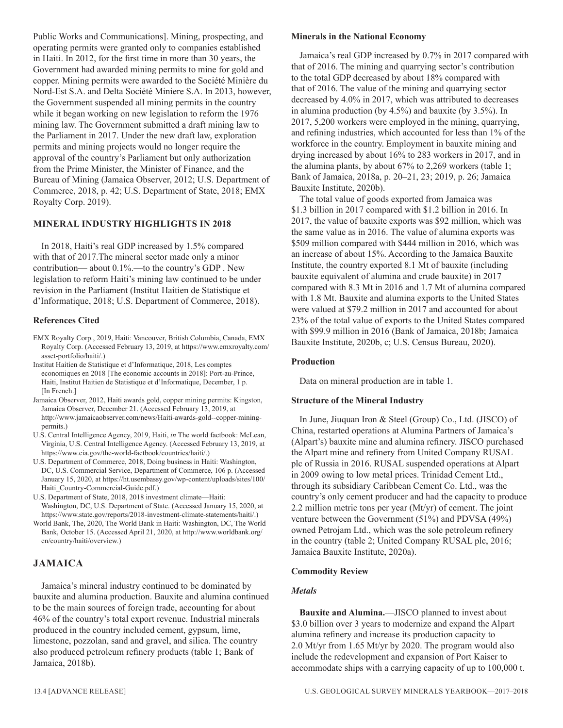Public Works and Communications]. Mining, prospecting, and operating permits were granted only to companies established in Haiti. In 2012, for the first time in more than 30 years, the Government had awarded mining permits to mine for gold and copper. Mining permits were awarded to the Société Minière du Nord-Est S.A. and Delta Société Miniere S.A. In 2013, however, the Government suspended all mining permits in the country while it began working on new legislation to reform the 1976 mining law. The Government submitted a draft mining law to the Parliament in 2017. Under the new draft law, exploration permits and mining projects would no longer require the approval of the country's Parliament but only authorization from the Prime Minister, the Minister of Finance, and the Bureau of Mining (Jamaica Observer, 2012; U.S. Department of Commerce, 2018, p. 42; U.S. Department of State, 2018; EMX Royalty Corp. 2019).

## MINERAL INDUSTRY HIGHLIGHTS IN 2018

In 2018, Haiti's real GDP increased by 1.5% compared with that of 2017.The mineral sector made only a minor contribution— about 0.1%.—to the country's GDP . New legislation to reform Haiti's mining law continued to be under revision in the Parliament (Institut Haitien de Statistique et d'Informatique, 2018; U.S. Department of Commerce, 2018).

### References Cited

- EMX Royalty Corp., 2019, Haiti: Vancouver, British Columbia, Canada, EMX Royalty Corp. (Accessed February 13, 2019, at https://www.emxroyalty.com/asset-portfolio/haiti/.)
- Institut Haitien de Statistique et d'Informatique, 2018, Les comptes economiques en 2018 [The economic accounts in 2018]: Port-au-Prince, Haiti, Institut Haitien de Statistique et d'Informatique, December, 1 p. [In French.]
- Jamaica Observer, 2012, Haiti awards gold, copper mining permits: Kingston, Jamaica Observer, December 21. (Accessed February 13, 2019, at http://www.jamaicaobserver.com/news/Haiti-awards-gold--copper-mining-permits.)
- U.S. Central Intelligence Agency, 2019, Haiti, *in* The world factbook: McLean, Virginia, U.S. Central Intelligence Agency. (Accessed February 13, 2019, at https://www.cia.gov/the-world-factbook/countries/haiti/.)
- U.S. Department of Commerce, 2018, Doing business in Haiti: Washington, DC, U.S. Commercial Service, Department of Commerce, 106 p. (Accessed January 15, 2020, at https://ht.usembassy.gov/wp-content/uploads/sites/100/Haiti_Country-Commercial-Guide.pdf.)
- U.S. Department of State, 2018, 2018 investment climate—Haiti: Washington, DC, U.S. Department of State. (Accessed January 15, 2020, at https://www.state.gov/reports/2018-investment-climate-statements/haiti/.)
- World Bank, The, 2020, The World Bank in Haiti: Washington, DC, The World Bank, October 15. (Accessed April 21, 2020, at http://www.worldbank.org/en/country/haiti/overview.)

# JAMAICA

Jamaica's mineral industry continued to be dominated by bauxite and alumina production. Bauxite and alumina continued to be the main sources of foreign trade, accounting for about 46% of the country's total export revenue. Industrial minerals produced in the country included cement, gypsum, lime, limestone, pozzolan, sand and gravel, and silica. The country also produced petroleum refinery products (table 1; Bank of Jamaica, 2018b).

### Minerals in the National Economy

Jamaica's real GDP increased by 0.7% in 2017 compared with that of 2016. The mining and quarrying sector's contribution to the total GDP decreased by about 18% compared with that of 2016. The value of the mining and quarrying sector decreased by 4.0% in 2017, which was attributed to decreases in alumina production (by 4.5%) and bauxite (by 3.5%). In 2017, 5,200 workers were employed in the mining, quarrying, and refining industries, which accounted for less than 1% of the workforce in the country. Employment in bauxite mining and drying increased by about 16% to 283 workers in 2017, and in the alumina plants, by about 67% to 2,269 workers (table 1; Bank of Jamaica, 2018a, p. 20–21, 23; 2019, p. 26; Jamaica Bauxite Institute, 2020b).

The total value of goods exported from Jamaica was $1.3 billion in 2017 compared with $1.2 billion in 2016. In 2017, the value of bauxite exports was $92 million, which was the same value as in 2016. The value of alumina exports was $509 million compared with $444 million in 2016, which was an increase of about 15%. According to the Jamaica Bauxite Institute, the country exported 8.1 Mt of bauxite (including bauxite equivalent of alumina and crude bauxite) in 2017 compared with 8.3 Mt in 2016 and 1.7 Mt of alumina compared with 1.8 Mt. Bauxite and alumina exports to the United States were valued at $79.2 million in 2017 and accounted for about 23% of the total value of exports to the United States compared with $99.9 million in 2016 (Bank of Jamaica, 2018b; Jamaica Bauxite Institute, 2020b, c; U.S. Census Bureau, 2020).

### Production

Data on mineral production are in table 1.

### Structure of the Mineral Industry

In June, Jiuquan Iron & Steel (Group) Co., Ltd. (JISCO) of China, restarted operations at Alumina Partners of Jamaica's (Alpart's) bauxite mine and alumina refinery. JISCO purchased the Alpart mine and refinery from United Company RUSAL plc of Russia in 2016. RUSAL suspended operations at Alpart in 2009 owing to low metal prices. Trinidad Cement Ltd., through its subsidiary Caribbean Cement Co. Ltd., was the country's only cement producer and had the capacity to produce 2.2 million metric tons per year (Mt/yr) of cement. The joint venture between the Government (51%) and PDVSA (49%) owned Petrojam Ltd., which was the sole petroleum refinery in the country (table 2; United Company RUSAL plc, 2016; Jamaica Bauxite Institute, 2020a).

### Commodity Review

#### *Metals*

**Bauxite and Alumina.**—JISCO planned to invest about $3.0 billion over 3 years to modernize and expand the Alpart alumina refinery and increase its production capacity to 2.0 Mt/yr from 1.65 Mt/yr by 2020. The program would also include the redevelopment and expansion of Port Kaiser to accommodate ships with a carrying capacity of up to 100,000 t.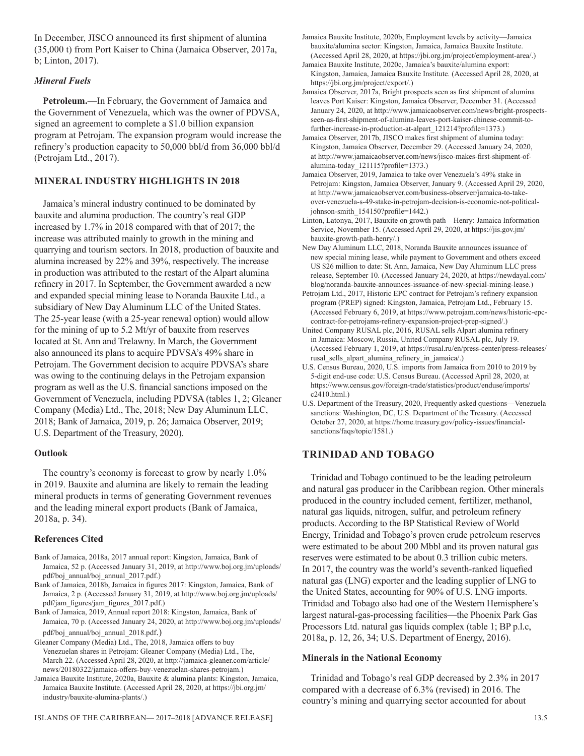In December, JISCO announced its first shipment of alumina (35,000 t) from Port Kaiser to China (Jamaica Observer, 2017a, b; Linton, 2017).

### *Mineral Fuels*

**Petroleum.**—In February, the Government of Jamaica and the Government of Venezuela, which was the owner of PDVSA, signed an agreement to complete a $1.0 billion expansion program at Petrojam. The expansion program would increase the refinery's production capacity to 50,000 bbl/d from 36,000 bbl/d (Petrojam Ltd., 2017).

## MINERAL INDUSTRY HIGHLIGHTS IN 2018

Jamaica's mineral industry continued to be dominated by bauxite and alumina production. The country's real GDP increased by 1.7% in 2018 compared with that of 2017; the increase was attributed mainly to growth in the mining and quarrying and tourism sectors. In 2018, production of bauxite and alumina increased by 22% and 39%, respectively. The increase in production was attributed to the restart of the Alpart alumina refinery in 2017. In September, the Government awarded a new and expanded special mining lease to Noranda Bauxite Ltd., a subsidiary of New Day Aluminum LLC of the United States. The 25-year lease (with a 25-year renewal option) would allow for the mining of up to 5.2 Mt/yr of bauxite from reserves located at St. Ann and Trelawny. In March, the Government also announced its plans to acquire PDVSA's 49% share in Petrojam. The Government decision to acquire PDVSA's share was owing to the continuing delays in the Petrojam expansion program as well as the U.S. financial sanctions imposed on the Government of Venezuela, including PDVSA (tables 1, 2; Gleaner Company (Media) Ltd., The, 2018; New Day Aluminum LLC, 2018; Bank of Jamaica, 2019, p. 26; Jamaica Observer, 2019; U.S. Department of the Treasury, 2020).

### Outlook

The country's economy is forecast to grow by nearly 1.0% in 2019. Bauxite and alumina are likely to remain the leading mineral products in terms of generating Government revenues and the leading mineral export products (Bank of Jamaica, 2018a, p. 34).

### References Cited

Bank of Jamaica, 2018a, 2017 annual report: Kingston, Jamaica, Bank of Jamaica, 52 p. (Accessed January 31, 2019, at http://www.boj.org.jm/uploads/pdf/boj_annual/boj_annual_2017.pdf.)

Bank of Jamaica, 2018b, Jamaica in figures 2017: Kingston, Jamaica, Bank of Jamaica, 2 p. (Accessed January 31, 2019, at http://www.boj.org.jm/uploads/pdf/jam_figures/jam_figures_2017.pdf.)

Bank of Jamaica, 2019, Annual report 2018: Kingston, Jamaica, Bank of Jamaica, 70 p. (Accessed January 24, 2020, at http://www.boj.org.jm/uploads/pdf/boj_annual/boj_annual_2018.pdf.)

Gleaner Company (Media) Ltd., The, 2018, Jamaica offers to buy Venezuelan shares in Petrojam: Gleaner Company (Media) Ltd., The, March 22. (Accessed April 28, 2020, at http://jamaica-gleaner.com/article/news/20180322/jamaica-offers-buy-venezuelan-shares-petrojam.)

Jamaica Bauxite Institute, 2020a, Bauxite & alumina plants: Kingston, Jamaica, Jamaica Bauxite Institute. (Accessed April 28, 2020, at https://jbi.org.jm/industry/bauxite-alumina-plants/.)

Jamaica Bauxite Institute, 2020b, Employment levels by activity—Jamaica bauxite/alumina sector: Kingston, Jamaica, Jamaica Bauxite Institute. (Accessed April 28, 2020, at https://jbi.org.jm/project/employment-area/.)

Jamaica Bauxite Institute, 2020c, Jamaica's bauxite/alumina export: Kingston, Jamaica, Jamaica Bauxite Institute. (Accessed April 28, 2020, at https://jbi.org.jm/project/export/.)

Jamaica Observer, 2017a, Bright prospects seen as first shipment of alumina leaves Port Kaiser: Kingston, Jamaica Observer, December 31. (Accessed January 24, 2020, at http://www.jamaicaobserver.com/news/bright-prospects-seen-as-first-shipment-of-alumina-leaves-port-kaiser-chinese-commit-to-further-increase-in-production-at-alpart_121214?profile=1373.)

Jamaica Observer, 2017b, JISCO makes first shipment of alumina today: Kingston, Jamaica Observer, December 29. (Accessed January 24, 2020, at http://www.jamaicaobserver.com/news/jisco-makes-first-shipment-of-alumina-today_121115?profile=1373.)

Jamaica Observer, 2019, Jamaica to take over Venezuela's 49% stake in Petrojam: Kingston, Jamaica Observer, January 9. (Accessed April 29, 2020, at http://www.jamaicaobserver.com/business-observer/jamaica-to-take-over-venezuela-s-49-stake-in-petrojam-decision-is-economic-not-political-johnson-smith_154150?profile=1442.)

Linton, Latonya, 2017, Bauxite on growth path—Henry: Jamaica Information Service, November 15. (Accessed April 29, 2020, at https://jis.gov.jm/bauxite-growth-path-henry/.)

New Day Aluminum LLC, 2018, Noranda Bauxite announces issuance of new special mining lease, while payment to Government and others exceed US $26 million to date: St. Ann, Jamaica, New Day Aluminum LLC press release, September 10. (Accessed January 24, 2020, at https://newdayal.com/blog/noranda-bauxite-announces-issuance-of-new-special-mining-lease.)

Petrojam Ltd., 2017, Historic EPC contract for Petrojam's refinery expansion program (PREP) signed: Kingston, Jamaica, Petrojam Ltd., February 15. (Accessed February 6, 2019, at https://www.petrojam.com/news/historic-epc-contract-for-petrojams-refinery-expansion-project-prep-signed/.)

United Company RUSAL plc, 2016, RUSAL sells Alpart alumina refinery in Jamaica: Moscow, Russia, United Company RUSAL plc, July 19. (Accessed February 1, 2019, at https://rusal.ru/en/press-center/press-releases/rusal_sells_alpart_alumina_refinery_in_jamaica/.)

U.S. Census Bureau, 2020, U.S. imports from Jamaica from 2010 to 2019 by 5-digit end-use code: U.S. Census Bureau. (Accessed April 28, 2020, at https://www.census.gov/foreign-trade/statistics/product/enduse/imports/c2410.html.)

U.S. Department of the Treasury, 2020, Frequently asked questions—Venezuela sanctions: Washington, DC, U.S. Department of the Treasury. (Accessed October 27, 2020, at https://home.treasury.gov/policy-issues/financial-sanctions/faqs/topic/1581.)

# TRINIDAD AND TOBAGO

Trinidad and Tobago continued to be the leading petroleum and natural gas producer in the Caribbean region. Other minerals produced in the country included cement, fertilizer, methanol, natural gas liquids, nitrogen, sulfur, and petroleum refinery products. According to the BP Statistical Review of World Energy, Trinidad and Tobago's proven crude petroleum reserves were estimated to be about 200 Mbbl and its proven natural gas reserves were estimated to be about 0.3 trillion cubic meters. In 2017, the country was the world's seventh-ranked liquefied natural gas (LNG) exporter and the leading supplier of LNG to the United States, accounting for 90% of U.S. LNG imports. Trinidad and Tobago also had one of the Western Hemisphere's largest natural-gas-processing facilities—the Phoenix Park Gas Processors Ltd. natural gas liquids complex (table 1; BP p.l.c, 2018a, p. 12, 26, 34; U.S. Department of Energy, 2016).

### Minerals in the National Economy

Trinidad and Tobago's real GDP decreased by 2.3% in 2017 compared with a decrease of 6.3% (revised) in 2016. The country's mining and quarrying sector accounted for about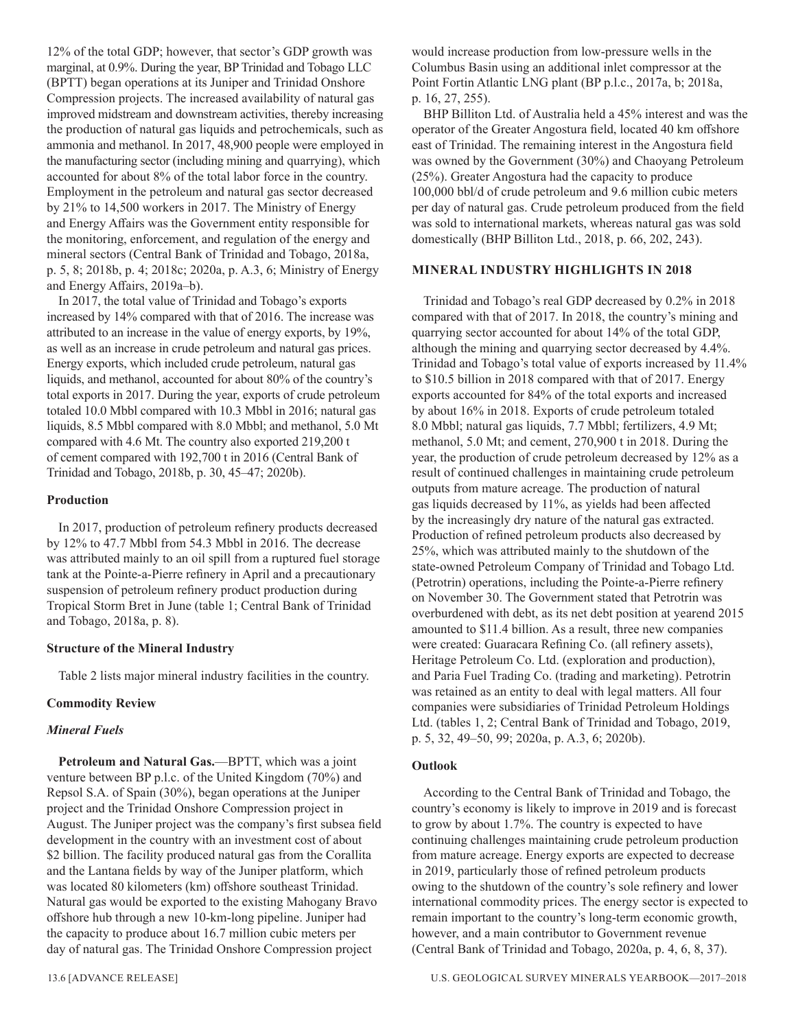12% of the total GDP; however, that sector's GDP growth was marginal, at 0.9%. During the year, BP Trinidad and Tobago LLC (BPTT) began operations at its Juniper and Trinidad Onshore Compression projects. The increased availability of natural gas improved midstream and downstream activities, thereby increasing the production of natural gas liquids and petrochemicals, such as ammonia and methanol. In 2017, 48,900 people were employed in the manufacturing sector (including mining and quarrying), which accounted for about 8% of the total labor force in the country. Employment in the petroleum and natural gas sector decreased by 21% to 14,500 workers in 2017. The Ministry of Energy and Energy Affairs was the Government entity responsible for the monitoring, enforcement, and regulation of the energy and mineral sectors (Central Bank of Trinidad and Tobago, 2018a, p. 5, 8; 2018b, p. 4; 2018c; 2020a, p. A.3, 6; Ministry of Energy and Energy Affairs, 2019a–b).

In 2017, the total value of Trinidad and Tobago's exports increased by 14% compared with that of 2016. The increase was attributed to an increase in the value of energy exports, by 19%, as well as an increase in crude petroleum and natural gas prices. Energy exports, which included crude petroleum, natural gas liquids, and methanol, accounted for about 80% of the country's total exports in 2017. During the year, exports of crude petroleum totaled 10.0 Mbbl compared with 10.3 Mbbl in 2016; natural gas liquids, 8.5 Mbbl compared with 8.0 Mbbl; and methanol, 5.0 Mt compared with 4.6 Mt. The country also exported 219,200 t of cement compared with 192,700 t in 2016 (Central Bank of Trinidad and Tobago, 2018b, p. 30, 45–47; 2020b).

### Production

In 2017, production of petroleum refinery products decreased by 12% to 47.7 Mbbl from 54.3 Mbbl in 2016. The decrease was attributed mainly to an oil spill from a ruptured fuel storage tank at the Pointe-a-Pierre refinery in April and a precautionary suspension of petroleum refinery product production during Tropical Storm Bret in June (table 1; Central Bank of Trinidad and Tobago, 2018a, p. 8).

### Structure of the Mineral Industry

Table 2 lists major mineral industry facilities in the country.

### Commodity Review

#### *Mineral Fuels*

**Petroleum and Natural Gas.**—BPTT, which was a joint venture between BP p.l.c. of the United Kingdom (70%) and Repsol S.A. of Spain (30%), began operations at the Juniper project and the Trinidad Onshore Compression project in August. The Juniper project was the company's first subsea field development in the country with an investment cost of about $2 billion. The facility produced natural gas from the Corallita and the Lantana fields by way of the Juniper platform, which was located 80 kilometers (km) offshore southeast Trinidad. Natural gas would be exported to the existing Mahogany Bravo offshore hub through a new 10-km-long pipeline. Juniper had the capacity to produce about 16.7 million cubic meters per day of natural gas. The Trinidad Onshore Compression project would increase production from low-pressure wells in the Columbus Basin using an additional inlet compressor at the Point Fortin Atlantic LNG plant (BP p.l.c., 2017a, b; 2018a, p. 16, 27, 255).

BHP Billiton Ltd. of Australia held a 45% interest and was the operator of the Greater Angostura field, located 40 km offshore east of Trinidad. The remaining interest in the Angostura field was owned by the Government (30%) and Chaoyang Petroleum (25%). Greater Angostura had the capacity to produce 100,000 bbl/d of crude petroleum and 9.6 million cubic meters per day of natural gas. Crude petroleum produced from the field was sold to international markets, whereas natural gas was sold domestically (BHP Billiton Ltd., 2018, p. 66, 202, 243).

## MINERAL INDUSTRY HIGHLIGHTS IN 2018

Trinidad and Tobago's real GDP decreased by 0.2% in 2018 compared with that of 2017. In 2018, the country's mining and quarrying sector accounted for about 14% of the total GDP, although the mining and quarrying sector decreased by 4.4%. Trinidad and Tobago's total value of exports increased by 11.4% to $10.5 billion in 2018 compared with that of 2017. Energy exports accounted for 84% of the total exports and increased by about 16% in 2018. Exports of crude petroleum totaled 8.0 Mbbl; natural gas liquids, 7.7 Mbbl; fertilizers, 4.9 Mt; methanol, 5.0 Mt; and cement, 270,900 t in 2018. During the year, the production of crude petroleum decreased by 12% as a result of continued challenges in maintaining crude petroleum outputs from mature acreage. The production of natural gas liquids decreased by 11%, as yields had been affected by the increasingly dry nature of the natural gas extracted. Production of refined petroleum products also decreased by 25%, which was attributed mainly to the shutdown of the state-owned Petroleum Company of Trinidad and Tobago Ltd. (Petrotrin) operations, including the Pointe-a-Pierre refinery on November 30. The Government stated that Petrotrin was overburdened with debt, as its net debt position at yearend 2015 amounted to $11.4 billion. As a result, three new companies were created: Guaracara Refining Co. (all refinery assets), Heritage Petroleum Co. Ltd. (exploration and production), and Paria Fuel Trading Co. (trading and marketing). Petrotrin was retained as an entity to deal with legal matters. All four companies were subsidiaries of Trinidad Petroleum Holdings Ltd. (tables 1, 2; Central Bank of Trinidad and Tobago, 2019, p. 5, 32, 49–50, 99; 2020a, p. A.3, 6; 2020b).

### Outlook

According to the Central Bank of Trinidad and Tobago, the country's economy is likely to improve in 2019 and is forecast to grow by about 1.7%. The country is expected to have continuing challenges maintaining crude petroleum production from mature acreage. Energy exports are expected to decrease in 2019, particularly those of refined petroleum products owing to the shutdown of the country's sole refinery and lower international commodity prices. The energy sector is expected to remain important to the country's long-term economic growth, however, and a main contributor to Government revenue (Central Bank of Trinidad and Tobago, 2020a, p. 4, 6, 8, 37).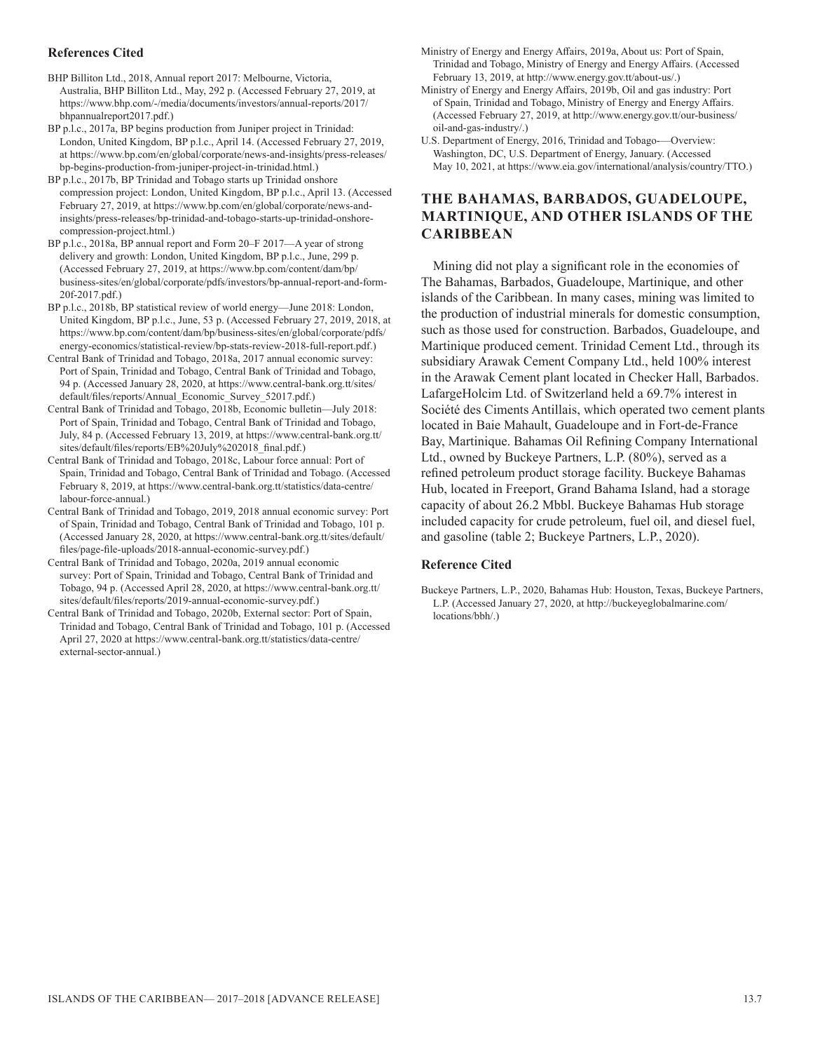### References Cited

BHP Billiton Ltd., 2018, Annual report 2017: Melbourne, Victoria, Australia, BHP Billiton Ltd., May, 292 p. (Accessed February 27, 2019, at https://www.bhp.com/-/media/documents/investors/annual-reports/2017/bhpannualreport2017.pdf.)

BP p.l.c., 2017a, BP begins production from Juniper project in Trinidad: London, United Kingdom, BP p.l.c., April 14. (Accessed February 27, 2019, at https://www.bp.com/en/global/corporate/news-and-insights/press-releases/bp-begins-production-from-juniper-project-in-trinidad.html.)

BP p.l.c., 2017b, BP Trinidad and Tobago starts up Trinidad onshore compression project: London, United Kingdom, BP p.l.c., April 13. (Accessed February 27, 2019, at https://www.bp.com/en/global/corporate/news-and-insights/press-releases/bp-trinidad-and-tobago-starts-up-trinidad-onshore-compression-project.html.)

BP p.l.c., 2018a, BP annual report and Form 20–F 2017—A year of strong delivery and growth: London, United Kingdom, BP p.l.c., June, 299 p. (Accessed February 27, 2019, at https://www.bp.com/content/dam/bp/business-sites/en/global/corporate/pdfs/investors/bp-annual-report-and-form-20f-2017.pdf.)

BP p.l.c., 2018b, BP statistical review of world energy—June 2018: London, United Kingdom, BP p.l.c., June, 53 p. (Accessed February 27, 2019, 2018, at https://www.bp.com/content/dam/bp/business-sites/en/global/corporate/pdfs/energy-economics/statistical-review/bp-stats-review-2018-full-report.pdf.)

Central Bank of Trinidad and Tobago, 2018a, 2017 annual economic survey: Port of Spain, Trinidad and Tobago, Central Bank of Trinidad and Tobago, 94 p. (Accessed January 28, 2020, at https://www.central-bank.org.tt/sites/default/files/reports/Annual_Economic_Survey_52017.pdf.)

Central Bank of Trinidad and Tobago, 2018b, Economic bulletin—July 2018: Port of Spain, Trinidad and Tobago, Central Bank of Trinidad and Tobago, July, 84 p. (Accessed February 13, 2019, at https://www.central-bank.org.tt/sites/default/files/reports/EB%20July%202018_final.pdf.)

Central Bank of Trinidad and Tobago, 2018c, Labour force annual: Port of Spain, Trinidad and Tobago, Central Bank of Trinidad and Tobago. (Accessed February 8, 2019, at https://www.central-bank.org.tt/statistics/data-centre/labour-force-annual.)

Central Bank of Trinidad and Tobago, 2019, 2018 annual economic survey: Port of Spain, Trinidad and Tobago, Central Bank of Trinidad and Tobago, 101 p. (Accessed January 28, 2020, at https://www.central-bank.org.tt/sites/default/files/page-file-uploads/2018-annual-economic-survey.pdf.)

Central Bank of Trinidad and Tobago, 2020a, 2019 annual economic survey: Port of Spain, Trinidad and Tobago, Central Bank of Trinidad and Tobago, 94 p. (Accessed April 28, 2020, at https://www.central-bank.org.tt/sites/default/files/reports/2019-annual-economic-survey.pdf.)

Central Bank of Trinidad and Tobago, 2020b, External sector: Port of Spain, Trinidad and Tobago, Central Bank of Trinidad and Tobago, 101 p. (Accessed April 27, 2020 at https://www.central-bank.org.tt/statistics/data-centre/external-sector-annual.)

Ministry of Energy and Energy Affairs, 2019a, About us: Port of Spain, Trinidad and Tobago, Ministry of Energy and Energy Affairs. (Accessed February 13, 2019, at http://www.energy.gov.tt/about-us/.)

Ministry of Energy and Energy Affairs, 2019b, Oil and gas industry: Port of Spain, Trinidad and Tobago, Ministry of Energy and Energy Affairs. (Accessed February 27, 2019, at http://www.energy.gov.tt/our-business/oil-and-gas-industry/.)

U.S. Department of Energy, 2016, Trinidad and Tobago-—Overview: Washington, DC, U.S. Department of Energy, January. (Accessed May 10, 2021, at https://www.eia.gov/international/analysis/country/TTO.)

## THE BAHAMAS, BARBADOS, GUADELOUPE, MARTINIQUE, AND OTHER ISLANDS OF THE CARIBBEAN

Mining did not play a significant role in the economies of The Bahamas, Barbados, Guadeloupe, Martinique, and other islands of the Caribbean. In many cases, mining was limited to the production of industrial minerals for domestic consumption, such as those used for construction. Barbados, Guadeloupe, and Martinique produced cement. Trinidad Cement Ltd., through its subsidiary Arawak Cement Company Ltd., held 100% interest in the Arawak Cement plant located in Checker Hall, Barbados. LafargeHolcim Ltd. of Switzerland held a 69.7% interest in Société des Ciments Antillais, which operated two cement plants located in Baie Mahault, Guadeloupe and in Fort-de-France Bay, Martinique. Bahamas Oil Refining Company International Ltd., owned by Buckeye Partners, L.P. (80%), served as a refined petroleum product storage facility. Buckeye Bahamas Hub, located in Freeport, Grand Bahama Island, had a storage capacity of about 26.2 Mbbl. Buckeye Bahamas Hub storage included capacity for crude petroleum, fuel oil, and diesel fuel, and gasoline (table 2; Buckeye Partners, L.P., 2020).

### Reference Cited

Buckeye Partners, L.P., 2020, Bahamas Hub: Houston, Texas, Buckeye Partners, L.P. (Accessed January 27, 2020, at http://buckeyeglobalmarine.com/locations/bbh/.)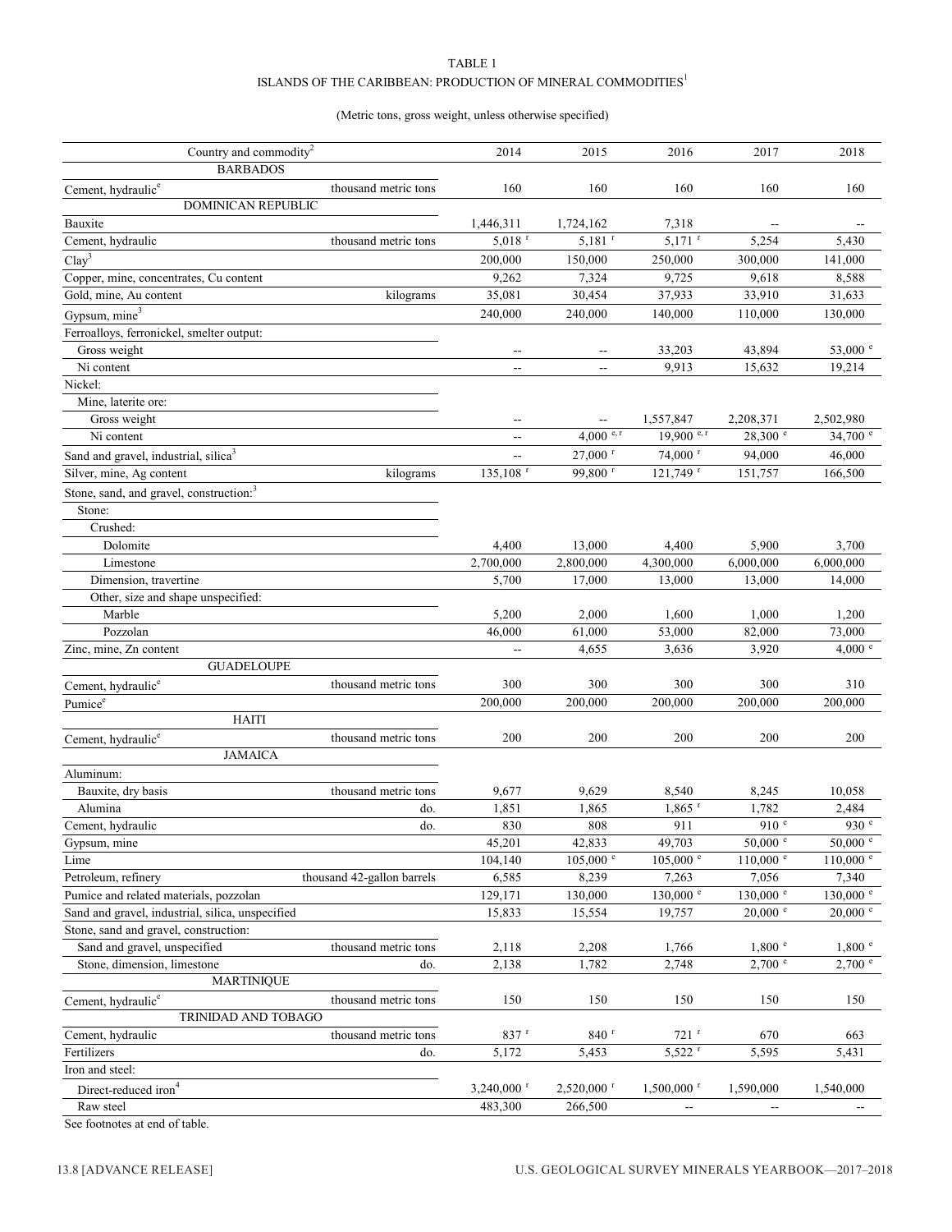TABLE 1

ISLANDS OF THE CARIBBEAN: PRODUCTION OF MINERAL COMMODITIES[1]

(Metric tons, gross weight, unless otherwise specified)

| Country and commodity[2] | | 2014 | 2015 | 2016 | 2017 | 2018 |
|---|---|---|---|---|---|---|
| BARBADOS | | | | | | |
| Cement, hydraulic[e] | thousand metric tons | 160 | 160 | 160 | 160 | 160 |
| DOMINICAN REPUBLIC | | | | | | |
| Bauxite | | 1,446,311 | 1,724,162 | 7,318 | -- | -- |
| Cement, hydraulic | thousand metric tons | 5,018 [r] | 5,181 [r] | 5,171 [r] | 5,254 | 5,430 |
| Clay[3] | | 200,000 | 150,000 | 250,000 | 300,000 | 141,000 |
| Copper, mine, concentrates, Cu content | | 9,262 | 7,324 | 9,725 | 9,618 | 8,588 |
| Gold, mine, Au content | kilograms | 35,081 | 30,454 | 37,933 | 33,910 | 31,633 |
| Gypsum, mine[3] | | 240,000 | 240,000 | 140,000 | 110,000 | 130,000 |
| Ferroalloys, ferronickel, smelter output: | | | | | | |
| Gross weight | | -- | -- | 33,203 | 43,894 | 53,000 [e] |
| Ni content | | -- | -- | 9,913 | 15,632 | 19,214 |
| Nickel: | | | | | | |
| Mine, laterite ore: | | | | | | |
| Gross weight | | -- | -- | 1,557,847 | 2,208,371 | 2,502,980 |
| Ni content | | -- | 4,000 [e, r] | 19,900 [e, r] | 28,300 [e] | 34,700 [e] |
| Sand and gravel, industrial, silica[3] | | -- | 27,000 [r] | 74,000 [r] | 94,000 | 46,000 |
| Silver, mine, Ag content | kilograms | 135,108 [r] | 99,800 [r] | 121,749 [r] | 151,757 | 166,500 |
| Stone, sand, and gravel, construction:[3] | | | | | | |
| Stone: | | | | | | |
| Crushed: | | | | | | |
| Dolomite | | 4,400 | 13,000 | 4,400 | 5,900 | 3,700 |
| Limestone | | 2,700,000 | 2,800,000 | 4,300,000 | 6,000,000 | 6,000,000 |
| Dimension, travertine | | 5,700 | 17,000 | 13,000 | 13,000 | 14,000 |
| Other, size and shape unspecified: | | | | | | |
| Marble | | 5,200 | 2,000 | 1,600 | 1,000 | 1,200 |
| Pozzolan | | 46,000 | 61,000 | 53,000 | 82,000 | 73,000 |
| Zinc, mine, Zn content | | -- | 4,655 | 3,636 | 3,920 | 4,000 [e] |
| GUADELOUPE | | | | | | |
| Cement, hydraulic[e] | thousand metric tons | 300 | 300 | 300 | 300 | 310 |
| Pumice[e] | | 200,000 | 200,000 | 200,000 | 200,000 | 200,000 |
| HAITI | | | | | | |
| Cement, hydraulic[e] | thousand metric tons | 200 | 200 | 200 | 200 | 200 |
| JAMAICA | | | | | | |
| Aluminum: | | | | | | |
| Bauxite, dry basis | thousand metric tons | 9,677 | 9,629 | 8,540 | 8,245 | 10,058 |
| Alumina | do. | 1,851 | 1,865 | 1,865 [r] | 1,782 | 2,484 |
| Cement, hydraulic | do. | 830 | 808 | 911 | 910 [e] | 930 [e] |
| Gypsum, mine | | 45,201 | 42,833 | 49,703 | 50,000 [e] | 50,000 [e] |
| Lime | | 104,140 | 105,000 [e] | 105,000 [e] | 110,000 [e] | 110,000 [e] |
| Petroleum, refinery | thousand 42-gallon barrels | 6,585 | 8,239 | 7,263 | 7,056 | 7,340 |
| Pumice and related materials, pozzolan | | 129,171 | 130,000 | 130,000 [e] | 130,000 [e] | 130,000 [e] |
| Sand and gravel, industrial, silica, unspecified | | 15,833 | 15,554 | 19,757 | 20,000 [e] | 20,000 [e] |
| Stone, sand and gravel, construction: | | | | | | |
| Sand and gravel, unspecified | thousand metric tons | 2,118 | 2,208 | 1,766 | 1,800 [e] | 1,800 [e] |
| Stone, dimension, limestone | do. | 2,138 | 1,782 | 2,748 | 2,700 [e] | 2,700 [e] |
| MARTINIQUE | | | | | | |
| Cement, hydraulic[e] | thousand metric tons | 150 | 150 | 150 | 150 | 150 |
| TRINIDAD AND TOBAGO | | | | | | |
| Cement, hydraulic | thousand metric tons | 837 [r] | 840 [r] | 721 [r] | 670 | 663 |
| Fertilizers | do. | 5,172 | 5,453 | 5,522 [r] | 5,595 | 5,431 |
| Iron and steel: | | | | | | |
| Direct-reduced iron[4] | | 3,240,000 [r] | 2,520,000 [r] | 1,500,000 [r] | 1,590,000 | 1,540,000 |
| Raw steel | | 483,300 | 266,500 | -- | -- | -- |

See footnotes at end of table.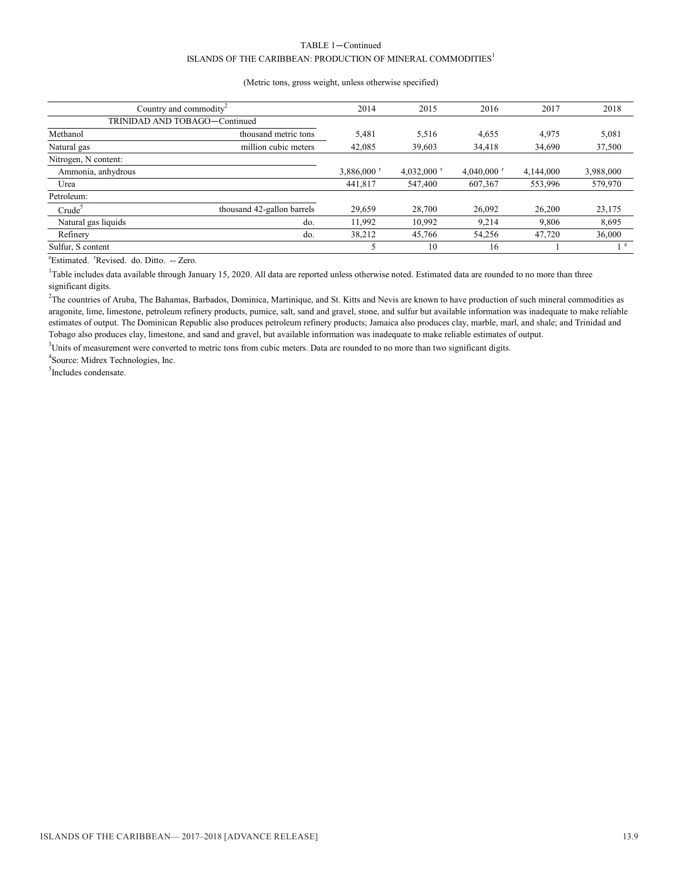TABLE 1—Continued

ISLANDS OF THE CARIBBEAN: PRODUCTION OF MINERAL COMMODITIES[1]

(Metric tons, gross weight, unless otherwise specified)

| Country and commodity[2] | | 2014 | 2015 | 2016 | 2017 | 2018 |
|---|---|---|---|---|---|---|
| TRINIDAD AND TOBAGO—Continued | | | | | | |
| Methanol | thousand metric tons | 5,481 | 5,516 | 4,655 | 4,975 | 5,081 |
| Natural gas | million cubic meters | 42,085 | 39,603 | 34,418 | 34,690 | 37,500 |
| Nitrogen, N content: | | | | | | |
| Ammonia, anhydrous | | 3,886,000 r | 4,032,000 r | 4,040,000 r | 4,144,000 | 3,988,000 |
| Urea | | 441,817 | 547,400 | 607,367 | 553,996 | 579,970 |
| Petroleum: | | | | | | |
| Crude[5] | thousand 42-gallon barrels | 29,659 | 28,700 | 26,092 | 26,200 | 23,175 |
| Natural gas liquids | do. | 11,992 | 10,992 | 9,214 | 9,806 | 8,695 |
| Refinery | do. | 38,212 | 45,766 | 54,256 | 47,720 | 36,000 |
| Sulfur, S content | | 5 | 10 | 16 | 1 | 1 e |

[e]Estimated. [r]Revised. do. Ditto. -- Zero.

[1]Table includes data available through January 15, 2020. All data are reported unless otherwise noted. Estimated data are rounded to no more than three significant digits.

[2]The countries of Aruba, The Bahamas, Barbados, Dominica, Martinique, and St. Kitts and Nevis are known to have production of such mineral commodities as aragonite, lime, limestone, petroleum refinery products, pumice, salt, sand and gravel, stone, and sulfur but available information was inadequate to make reliable estimates of output. The Dominican Republic also produces petroleum refinery products; Jamaica also produces clay, marble, marl, and shale; and Trinidad and Tobago also produces clay, limestone, and sand and gravel, but available information was inadequate to make reliable estimates of output.

[3]Units of measurement were converted to metric tons from cubic meters. Data are rounded to no more than two significant digits.

[4]Source: Midrex Technologies, Inc.

[5]Includes condensate.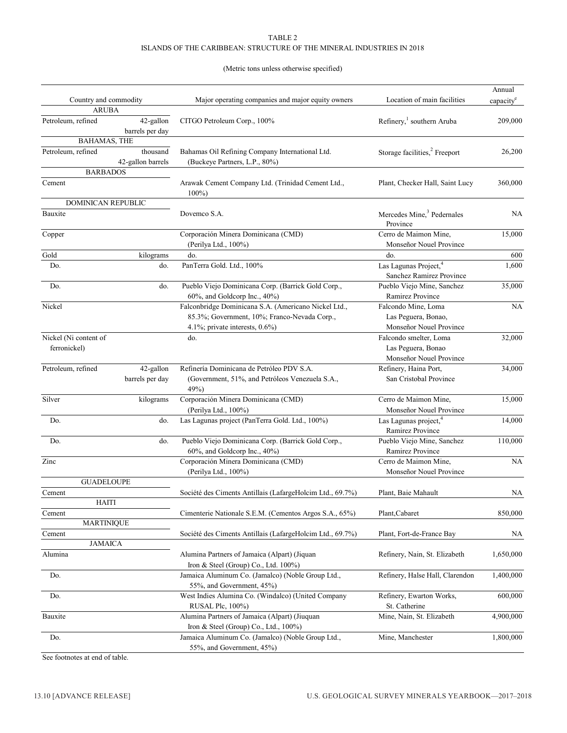TABLE 2

ISLANDS OF THE CARIBBEAN: STRUCTURE OF THE MINERAL INDUSTRIES IN 2018

(Metric tons unless otherwise specified)

| Country and commodity | | Major operating companies and major equity owners | Location of main facilities | Annual capacity[e] |
|---|---|---|---|---|
| ARUBA | | | | |
| Petroleum, refined | 42-gallon barrels per day | CITGO Petroleum Corp., 100% | Refinery,[1] southern Aruba | 209,000 |
| BAHAMAS, THE | | | | |
| Petroleum, refined | thousand 42-gallon barrels | Bahamas Oil Refining Company International Ltd. (Buckeye Partners, L.P., 80%) | Storage facilities,[2] Freeport | 26,200 |
| BARBADOS | | | | |
| Cement | | Arawak Cement Company Ltd. (Trinidad Cement Ltd., 100%) | Plant, Checker Hall, Saint Lucy | 360,000 |
| DOMINICAN REPUBLIC | | | | |
| Bauxite | | Dovemco S.A. | Mercedes Mine,[3] Pedernales Province | NA |
| Copper | | Corporación Minera Dominicana (CMD) (Perilya Ltd., 100%) | Cerro de Maimon Mine, Monseñor Nouel Province | 15,000 |
| Gold | kilograms | do. | do. | 600 |
| Do. | do. | PanTerra Gold. Ltd., 100% | Las Lagunas Project,[4] Sanchez Ramirez Province | 1,600 |
| Do. | do. | Pueblo Viejo Dominicana Corp. (Barrick Gold Corp., 60%, and Goldcorp Inc., 40%) | Pueblo Viejo Mine, Sanchez Ramirez Province | 35,000 |
| Nickel | | Falconbridge Dominicana S.A. (Americano Nickel Ltd., 85.3%; Government, 10%; Franco-Nevada Corp., 4.1%; private interests, 0.6%) | Falcondo Mine, Loma Las Peguera, Bonao, Monseñor Nouel Province | NA |
| Nickel (Ni content of ferronickel) | | do. | Falcondo smelter, Loma Las Peguera, Bonao Monseñor Nouel Province | 32,000 |
| Petroleum, refined | 42-gallon barrels per day | Refinería Dominicana de Petróleo PDV S.A. (Government, 51%, and Petróleos Venezuela S.A., 49%) | Refinery, Haina Port, San Cristobal Province | 34,000 |
| Silver | kilograms | Corporación Minera Dominicana (CMD) (Perilya Ltd., 100%) | Cerro de Maimon Mine, Monseñor Nouel Province | 15,000 |
| Do. | do. | Las Lagunas project (PanTerra Gold. Ltd., 100%) | Las Lagunas project,[4] Ramirez Province | 14,000 |
| Do. | do. | Pueblo Viejo Dominicana Corp. (Barrick Gold Corp., 60%, and Goldcorp Inc., 40%) | Pueblo Viejo Mine, Sanchez Ramirez Province | 110,000 |
| Zinc | | Corporación Minera Dominicana (CMD) (Perilya Ltd., 100%) | Cerro de Maimon Mine, Monseñor Nouel Province | NA |
| GUADELOUPE | | | | |
| Cement | | Société des Ciments Antillais (LafargeHolcim Ltd., 69.7%) | Plant, Baie Mahault | NA |
| HAITI | | | | |
| Cement | | Cimenterie Nationale S.E.M. (Cementos Argos S.A., 65%) | Plant,Cabaret | 850,000 |
| MARTINIQUE | | | | |
| Cement | | Société des Ciments Antillais (LafargeHolcim Ltd., 69.7%) | Plant, Fort-de-France Bay | NA |
| JAMAICA | | | | |
| Alumina | | Alumina Partners of Jamaica (Alpart) (Jiquan Iron & Steel (Group) Co., Ltd. 100%) | Refinery, Nain, St. Elizabeth | 1,650,000 |
| Do. | | Jamaica Aluminum Co. (Jamalco) (Noble Group Ltd., 55%, and Government, 45%) | Refinery, Halse Hall, Clarendon | 1,400,000 |
| Do. | | West Indies Alumina Co. (Windalco) (United Company RUSAL Plc, 100%) | Refinery, Ewarton Works, St. Catherine | 600,000 |
| Bauxite | | Alumina Partners of Jamaica (Alpart) (Jiuquan Iron & Steel (Group) Co., Ltd., 100%) | Mine, Nain, St. Elizabeth | 4,900,000 |
| Do. | | Jamaica Aluminum Co. (Jamalco) (Noble Group Ltd., 55%, and Government, 45%) | Mine, Manchester | 1,800,000 |

See footnotes at end of table.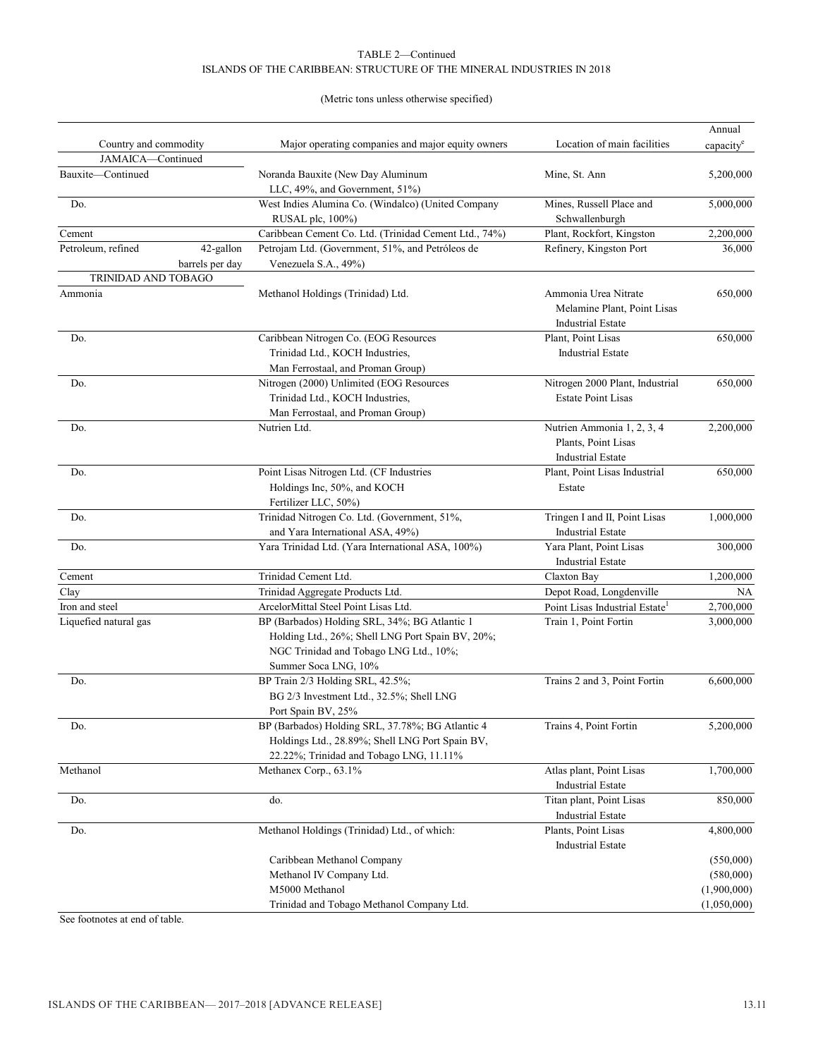TABLE 2—Continued
ISLANDS OF THE CARIBBEAN: STRUCTURE OF THE MINERAL INDUSTRIES IN 2018

(Metric tons unless otherwise specified)

| Country and commodity | Major operating companies and major equity owners | Location of main facilities | Annual capacity[e] |
|---|---|---|---|
| JAMAICA—Continued | | | |
| Bauxite—Continued | Noranda Bauxite (New Day Aluminum LLC, 49%, and Government, 51%) | Mine, St. Ann | 5,200,000 |
| Do. | West Indies Alumina Co. (Windalco) (United Company RUSAL plc, 100%) | Mines, Russell Place and Schwallenburgh | 5,000,000 |
| Cement | Caribbean Cement Co. Ltd. (Trinidad Cement Ltd., 74%) | Plant, Rockfort, Kingston | 2,200,000 |
| Petroleum, refined 42-gallon barrels per day | Petrojam Ltd. (Government, 51%, and Petróleos de Venezuela S.A., 49%) | Refinery, Kingston Port | 36,000 |
| TRINIDAD AND TOBAGO | | | |
| Ammonia | Methanol Holdings (Trinidad) Ltd. | Ammonia Urea Nitrate Melamine Plant, Point Lisas Industrial Estate | 650,000 |
| Do. | Caribbean Nitrogen Co. (EOG Resources Trinidad Ltd., KOCH Industries, Man Ferrostaal, and Proman Group) | Plant, Point Lisas Industrial Estate | 650,000 |
| Do. | Nitrogen (2000) Unlimited (EOG Resources Trinidad Ltd., KOCH Industries, Man Ferrostaal, and Proman Group) | Nitrogen 2000 Plant, Industrial Estate Point Lisas | 650,000 |
| Do. | Nutrien Ltd. | Nutrien Ammonia 1, 2, 3, 4 Plants, Point Lisas Industrial Estate | 2,200,000 |
| Do. | Point Lisas Nitrogen Ltd. (CF Industries Holdings Inc, 50%, and KOCH Fertilizer LLC, 50%) | Plant, Point Lisas Industrial Estate | 650,000 |
| Do. | Trinidad Nitrogen Co. Ltd. (Government, 51%, and Yara International ASA, 49%) | Tringen I and II, Point Lisas Industrial Estate | 1,000,000 |
| Do. | Yara Trinidad Ltd. (Yara International ASA, 100%) | Yara Plant, Point Lisas Industrial Estate | 300,000 |
| Cement | Trinidad Cement Ltd. | Claxton Bay | 1,200,000 |
| Clay | Trinidad Aggregate Products Ltd. | Depot Road, Longdenville | NA |
| Iron and steel | ArcelorMittal Steel Point Lisas Ltd. | Point Lisas Industrial Estate[1] | 2,700,000 |
| Liquefied natural gas | BP (Barbados) Holding SRL, 34%; BG Atlantic 1 Holding Ltd., 26%; Shell LNG Port Spain BV, 20%; NGC Trinidad and Tobago LNG Ltd., 10%; Summer Soca LNG, 10% | Train 1, Point Fortin | 3,000,000 |
| Do. | BP Train 2/3 Holding SRL, 42.5%; BG 2/3 Investment Ltd., 32.5%; Shell LNG Port Spain BV, 25% | Trains 2 and 3, Point Fortin | 6,600,000 |
| Do. | BP (Barbados) Holding SRL, 37.78%; BG Atlantic 4 Holdings Ltd., 28.89%; Shell LNG Port Spain BV, 22.22%; Trinidad and Tobago LNG, 11.11% | Trains 4, Point Fortin | 5,200,000 |
| Methanol | Methanex Corp., 63.1% | Atlas plant, Point Lisas Industrial Estate | 1,700,000 |
| Do. | do. | Titan plant, Point Lisas Industrial Estate | 850,000 |
| Do. | Methanol Holdings (Trinidad) Ltd., of which: | Plants, Point Lisas Industrial Estate | 4,800,000 |
| | Caribbean Methanol Company | | (550,000) |
| | Methanol IV Company Ltd. | | (580,000) |
| | M5000 Methanol | | (1,900,000) |
| | Trinidad and Tobago Methanol Company Ltd. | | (1,050,000) |

See footnotes at end of table.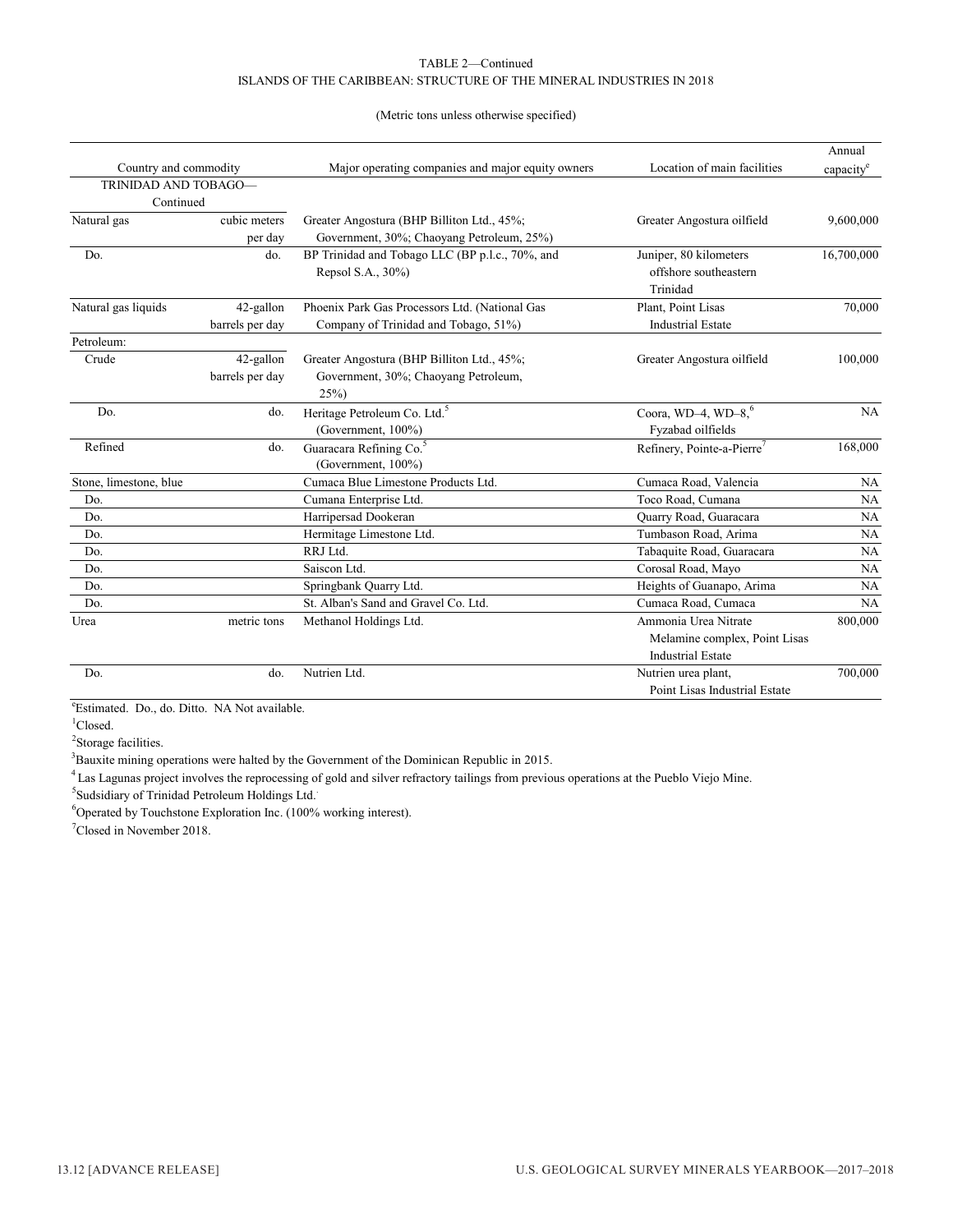TABLE 2—Continued
ISLANDS OF THE CARIBBEAN: STRUCTURE OF THE MINERAL INDUSTRIES IN 2018

(Metric tons unless otherwise specified)

| Country and commodity | | Major operating companies and major equity owners | Location of main facilities | Annual capacity[e] |
|---|---|---|---|---|
| TRINIDAD AND TOBAGO—Continued | | | | |
| Natural gas | cubic meters per day | Greater Angostura (BHP Billiton Ltd., 45%; Government, 30%; Chaoyang Petroleum, 25%) | Greater Angostura oilfield | 9,600,000 |
| Do. | do. | BP Trinidad and Tobago LLC (BP p.l.c., 70%, and Repsol S.A., 30%) | Juniper, 80 kilometers offshore southeastern Trinidad | 16,700,000 |
| Natural gas liquids | 42-gallon barrels per day | Phoenix Park Gas Processors Ltd. (National Gas Company of Trinidad and Tobago, 51%) | Plant, Point Lisas Industrial Estate | 70,000 |
| Petroleum: | | | | |
| Crude | 42-gallon barrels per day | Greater Angostura (BHP Billiton Ltd., 45%; Government, 30%; Chaoyang Petroleum, 25%) | Greater Angostura oilfield | 100,000 |
| Do. | do. | Heritage Petroleum Co. Ltd.[5] (Government, 100%) | Coora, WD–4, WD–8,[6] Fyzabad oilfields | NA |
| Refined | do. | Guaracara Refining Co.[5] (Government, 100%) | Refinery, Pointe-a-Pierre[7] | 168,000 |
| Stone, limestone, blue | | Cumaca Blue Limestone Products Ltd. | Cumaca Road, Valencia | NA |
| Do. | | Cumana Enterprise Ltd. | Toco Road, Cumana | NA |
| Do. | | Harripersad Dookeran | Quarry Road, Guaracara | NA |
| Do. | | Hermitage Limestone Ltd. | Tumbason Road, Arima | NA |
| Do. | | RRJ Ltd. | Tabaquite Road, Guaracara | NA |
| Do. | | Saiscon Ltd. | Corosal Road, Mayo | NA |
| Do. | | Springbank Quarry Ltd. | Heights of Guanapo, Arima | NA |
| Do. | | St. Alban's Sand and Gravel Co. Ltd. | Cumaca Road, Cumaca | NA |
| Urea | metric tons | Methanol Holdings Ltd. | Ammonia Urea Nitrate Melamine complex, Point Lisas Industrial Estate | 800,000 |
| Do. | do. | Nutrien Ltd. | Nutrien urea plant, Point Lisas Industrial Estate | 700,000 |

[e]Estimated. Do., do. Ditto. NA Not available.

[1]Closed.

[2]Storage facilities.

[3]Bauxite mining operations were halted by the Government of the Dominican Republic in 2015.

[4]Las Lagunas project involves the reprocessing of gold and silver refractory tailings from previous operations at the Pueblo Viejo Mine.

[5]Sudsidiary of Trinidad Petroleum Holdings Ltd.

[6]Operated by Touchstone Exploration Inc. (100% working interest).

[7]Closed in November 2018.